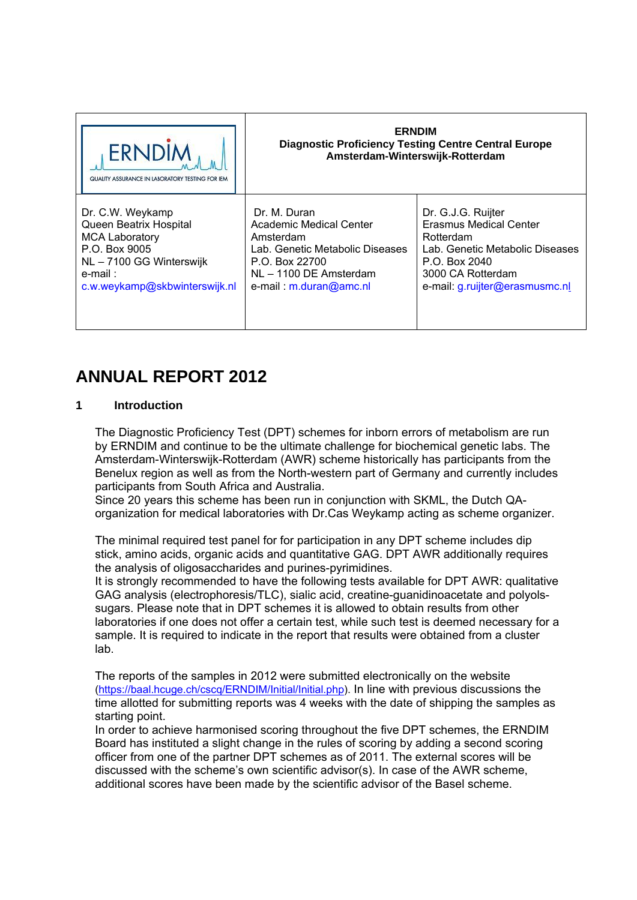| ERNDIM QUALITY ASSURANCE IN LABORATORY TESTING FOR IEM | **ERNDIM Diagnostic Proficiency Testing Centre Central Europe Amsterdam-Winterswijk-Rotterdam** | |
|---|---|---|
| Dr. C.W. Weykamp<br>Queen Beatrix Hospital<br>MCA Laboratory<br>P.O. Box 9005<br>NL – 7100 GG Winterswijk<br>e-mail :<br>c.w.weykamp@skbwinterswijk.nl | Dr. M. Duran<br>Academic Medical Center<br>Amsterdam<br>Lab. Genetic Metabolic Diseases<br>P.O. Box 22700<br>NL – 1100 DE Amsterdam<br>e-mail : m.duran@amc.nl | Dr. G.J.G. Ruijter<br>Erasmus Medical Center<br>Rotterdam<br>Lab. Genetic Metabolic Diseases<br>P.O. Box 2040<br>3000 CA Rotterdam<br>e-mail: g.ruijter@erasmusmc.nl |

# ANNUAL REPORT 2012

## 1 Introduction

The Diagnostic Proficiency Test (DPT) schemes for inborn errors of metabolism are run by ERNDIM and continue to be the ultimate challenge for biochemical genetic labs. The Amsterdam-Winterswijk-Rotterdam (AWR) scheme historically has participants from the Benelux region as well as from the North-western part of Germany and currently includes participants from South Africa and Australia.
Since 20 years this scheme has been run in conjunction with SKML, the Dutch QA-organization for medical laboratories with Dr.Cas Weykamp acting as scheme organizer.

The minimal required test panel for for participation in any DPT scheme includes dip stick, amino acids, organic acids and quantitative GAG. DPT AWR additionally requires the analysis of oligosaccharides and purines-pyrimidines.
It is strongly recommended to have the following tests available for DPT AWR: qualitative GAG analysis (electrophoresis/TLC), sialic acid, creatine-guanidinoacetate and polyols-sugars. Please note that in DPT schemes it is allowed to obtain results from other laboratories if one does not offer a certain test, while such test is deemed necessary for a sample. It is required to indicate in the report that results were obtained from a cluster lab.

The reports of the samples in 2012 were submitted electronically on the website (https://baal.hcuge.ch/cscq/ERNDIM/Initial/Initial.php). In line with previous discussions the time allotted for submitting reports was 4 weeks with the date of shipping the samples as starting point.
In order to achieve harmonised scoring throughout the five DPT schemes, the ERNDIM Board has instituted a slight change in the rules of scoring by adding a second scoring officer from one of the partner DPT schemes as of 2011. The external scores will be discussed with the scheme's own scientific advisor(s). In case of the AWR scheme, additional scores have been made by the scientific advisor of the Basel scheme.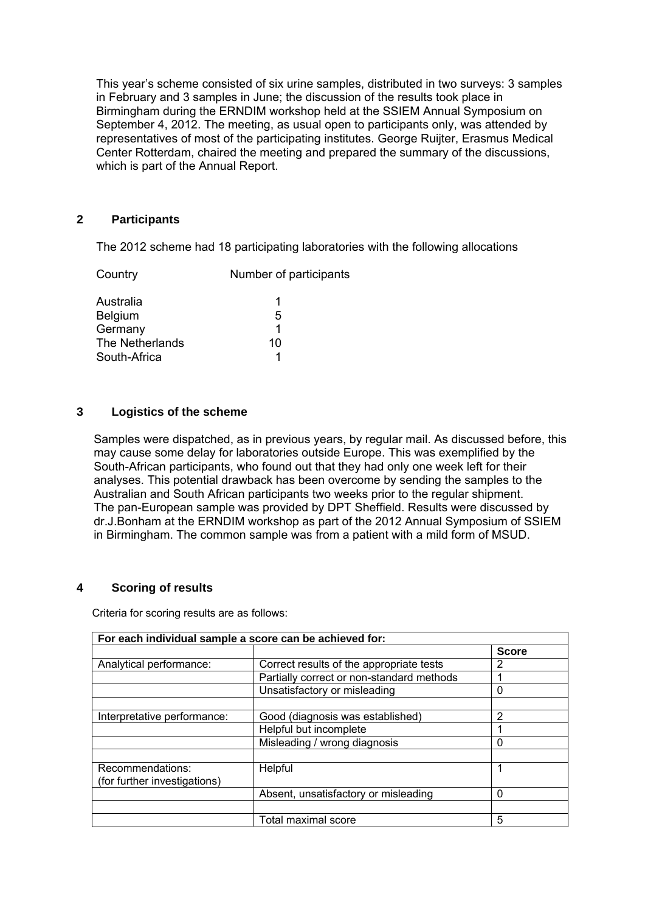This year's scheme consisted of six urine samples, distributed in two surveys: 3 samples in February and 3 samples in June; the discussion of the results took place in Birmingham during the ERNDIM workshop held at the SSIEM Annual Symposium on September 4, 2012. The meeting, as usual open to participants only, was attended by representatives of most of the participating institutes. George Ruijter, Erasmus Medical Center Rotterdam, chaired the meeting and prepared the summary of the discussions, which is part of the Annual Report.

## 2 Participants

The 2012 scheme had 18 participating laboratories with the following allocations

| Country | Number of participants |
|---|---|
| Australia | 1 |
| Belgium | 5 |
| Germany | 1 |
| The Netherlands | 10 |
| South-Africa | 1 |

## 3 Logistics of the scheme

Samples were dispatched, as in previous years, by regular mail. As discussed before, this may cause some delay for laboratories outside Europe. This was exemplified by the South-African participants, who found out that they had only one week left for their analyses. This potential drawback has been overcome by sending the samples to the Australian and South African participants two weeks prior to the regular shipment. The pan-European sample was provided by DPT Sheffield. Results were discussed by dr.J.Bonham at the ERNDIM workshop as part of the 2012 Annual Symposium of SSIEM in Birmingham. The common sample was from a patient with a mild form of MSUD.

## 4 Scoring of results

Criteria for scoring results are as follows:

| For each individual sample a score can be achieved for: | | |
|---|---|---|
| | | **Score** |
| Analytical performance: | Correct results of the appropriate tests | 2 |
| | Partially correct or non-standard methods | 1 |
| | Unsatisfactory or misleading | 0 |
| | | |
| Interpretative performance: | Good (diagnosis was established) | 2 |
| | Helpful but incomplete | 1 |
| | Misleading / wrong diagnosis | 0 |
| | | |
| Recommendations: (for further investigations) | Helpful | 1 |
| | Absent, unsatisfactory or misleading | 0 |
| | | |
| | Total maximal score | 5 |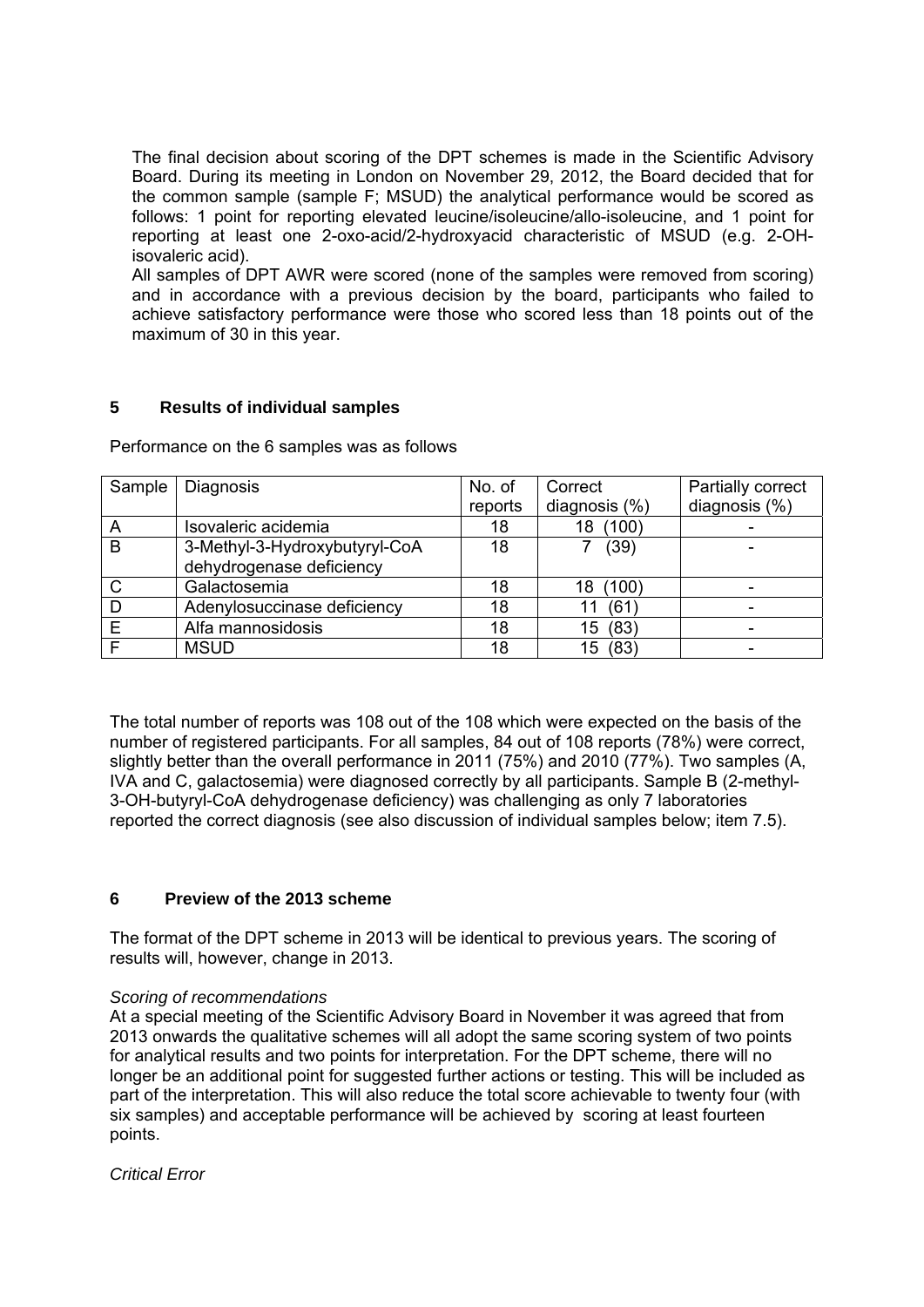The final decision about scoring of the DPT schemes is made in the Scientific Advisory Board. During its meeting in London on November 29, 2012, the Board decided that for the common sample (sample F; MSUD) the analytical performance would be scored as follows: 1 point for reporting elevated leucine/isoleucine/allo-isoleucine, and 1 point for reporting at least one 2-oxo-acid/2-hydroxyacid characteristic of MSUD (e.g. 2-OH-isovaleric acid).

All samples of DPT AWR were scored (none of the samples were removed from scoring) and in accordance with a previous decision by the board, participants who failed to achieve satisfactory performance were those who scored less than 18 points out of the maximum of 30 in this year.

## 5 Results of individual samples

Performance on the 6 samples was as follows

| Sample | Diagnosis | No. of reports | Correct diagnosis (%) | Partially correct diagnosis (%) |
|---|---|---|---|---|
| A | Isovaleric acidemia | 18 | 18 (100) | - |
| B | 3-Methyl-3-Hydroxybutyryl-CoA dehydrogenase deficiency | 18 | 7 (39) | - |
| C | Galactosemia | 18 | 18 (100) | - |
| D | Adenylosuccinase deficiency | 18 | 11 (61) | - |
| E | Alfa mannosidosis | 18 | 15 (83) | - |
| F | MSUD | 18 | 15 (83) | - |

The total number of reports was 108 out of the 108 which were expected on the basis of the number of registered participants. For all samples, 84 out of 108 reports (78%) were correct, slightly better than the overall performance in 2011 (75%) and 2010 (77%). Two samples (A, IVA and C, galactosemia) were diagnosed correctly by all participants. Sample B (2-methyl-3-OH-butyryl-CoA dehydrogenase deficiency) was challenging as only 7 laboratories reported the correct diagnosis (see also discussion of individual samples below; item 7.5).

## 6 Preview of the 2013 scheme

The format of the DPT scheme in 2013 will be identical to previous years. The scoring of results will, however, change in 2013.

*Scoring of recommendations*

At a special meeting of the Scientific Advisory Board in November it was agreed that from 2013 onwards the qualitative schemes will all adopt the same scoring system of two points for analytical results and two points for interpretation. For the DPT scheme, there will no longer be an additional point for suggested further actions or testing. This will be included as part of the interpretation. This will also reduce the total score achievable to twenty four (with six samples) and acceptable performance will be achieved by scoring at least fourteen points.

*Critical Error*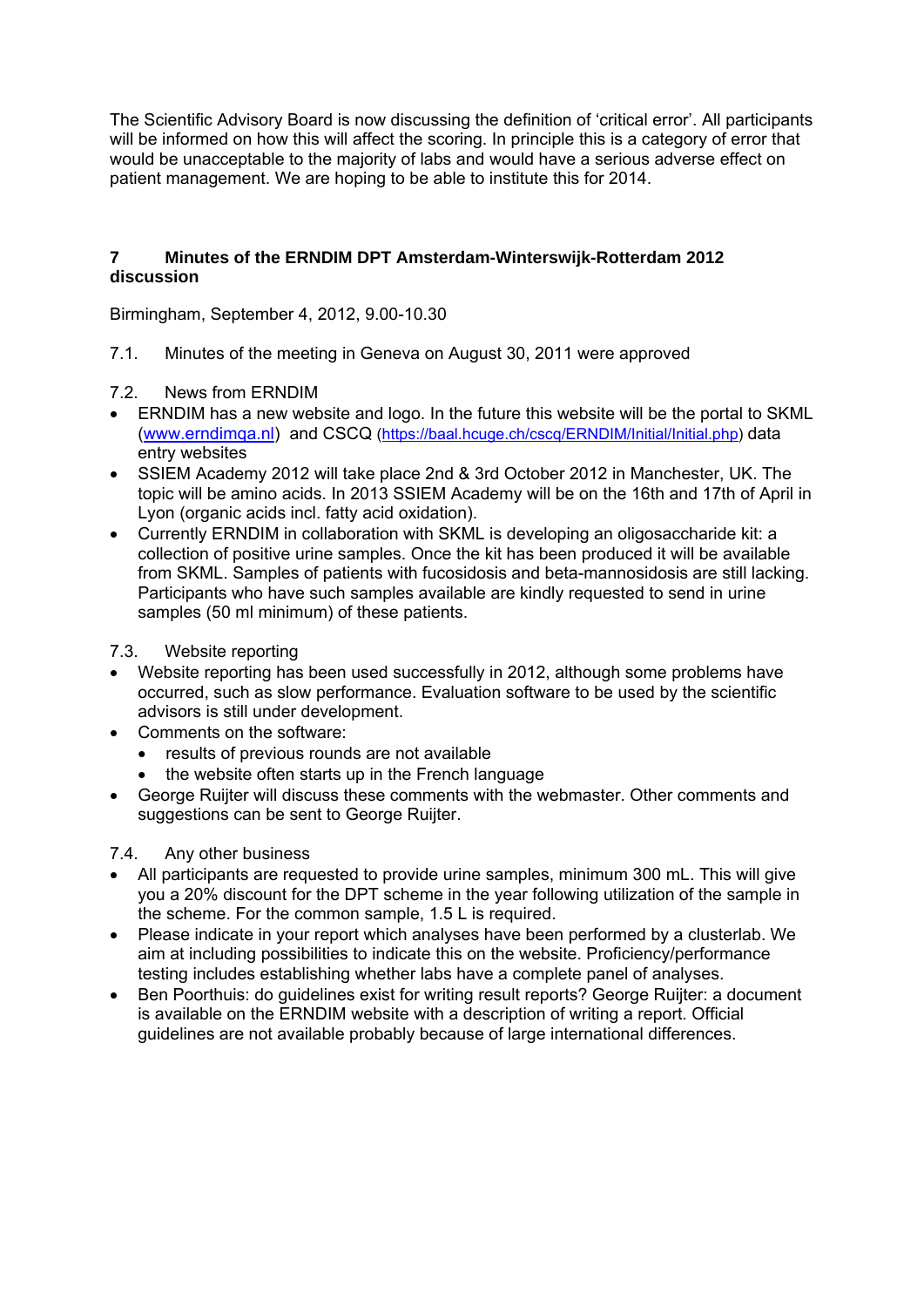The Scientific Advisory Board is now discussing the definition of 'critical error'. All participants will be informed on how this will affect the scoring. In principle this is a category of error that would be unacceptable to the majority of labs and would have a serious adverse effect on patient management. We are hoping to be able to institute this for 2014.

## 7 Minutes of the ERNDIM DPT Amsterdam-Winterswijk-Rotterdam 2012 discussion

Birmingham, September 4, 2012, 9.00-10.30

7.1. Minutes of the meeting in Geneva on August 30, 2011 were approved

7.2. News from ERNDIM

- ERNDIM has a new website and logo. In the future this website will be the portal to SKML (www.erndimqa.nl) and CSCQ (https://baal.hcuge.ch/cscq/ERNDIM/Initial/Initial.php) data entry websites
- SSIEM Academy 2012 will take place 2nd & 3rd October 2012 in Manchester, UK. The topic will be amino acids. In 2013 SSIEM Academy will be on the 16th and 17th of April in Lyon (organic acids incl. fatty acid oxidation).
- Currently ERNDIM in collaboration with SKML is developing an oligosaccharide kit: a collection of positive urine samples. Once the kit has been produced it will be available from SKML. Samples of patients with fucosidosis and beta-mannosidosis are still lacking. Participants who have such samples available are kindly requested to send in urine samples (50 ml minimum) of these patients.

7.3. Website reporting

- Website reporting has been used successfully in 2012, although some problems have occurred, such as slow performance. Evaluation software to be used by the scientific advisors is still under development.
- Comments on the software:
  - results of previous rounds are not available
  - the website often starts up in the French language
- George Ruijter will discuss these comments with the webmaster. Other comments and suggestions can be sent to George Ruijter.

7.4. Any other business

- All participants are requested to provide urine samples, minimum 300 mL. This will give you a 20% discount for the DPT scheme in the year following utilization of the sample in the scheme. For the common sample, 1.5 L is required.
- Please indicate in your report which analyses have been performed by a clusterlab. We aim at including possibilities to indicate this on the website. Proficiency/performance testing includes establishing whether labs have a complete panel of analyses.
- Ben Poorthuis: do guidelines exist for writing result reports? George Ruijter: a document is available on the ERNDIM website with a description of writing a report. Official guidelines are not available probably because of large international differences.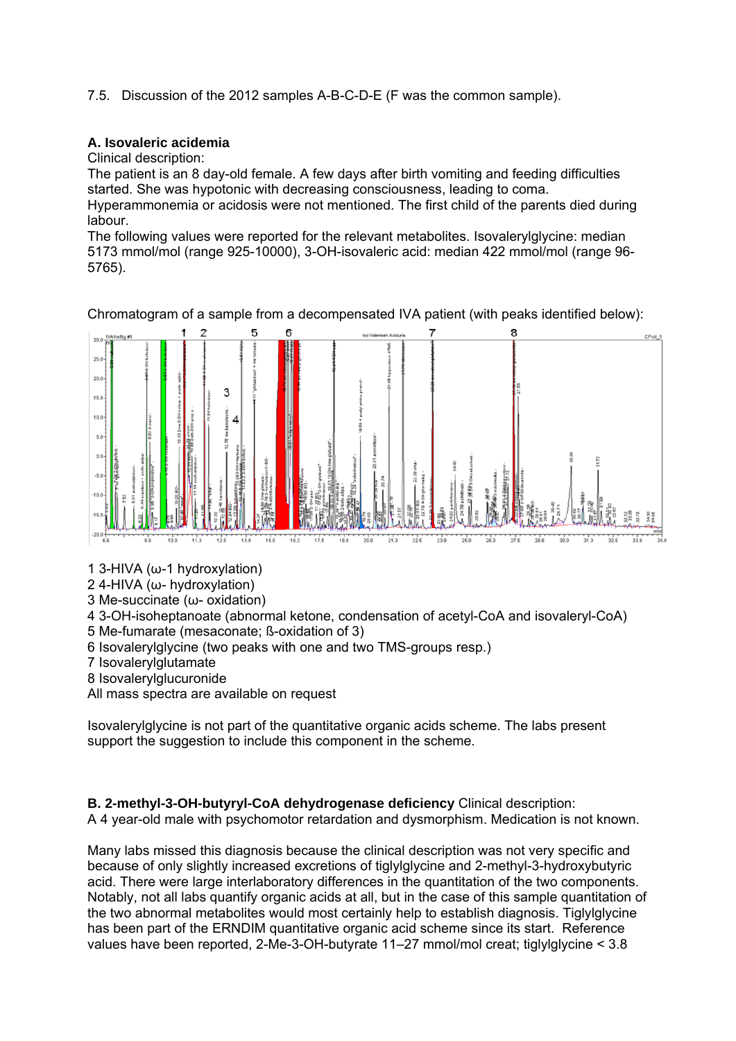7.5. Discussion of the 2012 samples A-B-C-D-E (F was the common sample).

**A. Isovaleric acidemia**

Clinical description:

The patient is an 8 day-old female. A few days after birth vomiting and feeding difficulties started. She was hypotonic with decreasing consciousness, leading to coma. Hyperammonemia or acidosis were not mentioned. The first child of the parents died during labour.

The following values were reported for the relevant metabolites. Isovalerylglycine: median 5173 mmol/mol (range 925-10000), 3-OH-isovaleric acid: median 422 mmol/mol (range 96-5765).

Chromatogram of a sample from a decompensated IVA patient (with peaks identified below):

1 3-HIVA (ω-1 hydroxylation)
2 4-HIVA (ω- hydroxylation)
3 Me-succinate (ω- oxidation)
4 3-OH-isoheptanoate (abnormal ketone, condensation of acetyl-CoA and isovaleryl-CoA)
5 Me-fumarate (mesaconate; ß-oxidation of 3)
6 Isovalerylglycine (two peaks with one and two TMS-groups resp.)
7 Isovalerylglutamate
8 Isovalerylglucuronide
All mass spectra are available on request

Isovalerylglycine is not part of the quantitative organic acids scheme. The labs present support the suggestion to include this component in the scheme.

**B. 2-methyl-3-OH-butyryl-CoA dehydrogenase deficiency** Clinical description:
A 4 year-old male with psychomotor retardation and dysmorphism. Medication is not known.

Many labs missed this diagnosis because the clinical description was not very specific and because of only slightly increased excretions of tiglylglycine and 2-methyl-3-hydroxybutyric acid. There were large interlaboratory differences in the quantitation of the two components. Notably, not all labs quantify organic acids at all, but in the case of this sample quantitation of the two abnormal metabolites would most certainly help to establish diagnosis. Tiglylglycine has been part of the ERNDIM quantitative organic acid scheme since its start. Reference values have been reported, 2-Me-3-OH-butyrate 11–27 mmol/mol creat; tiglylglycine < 3.8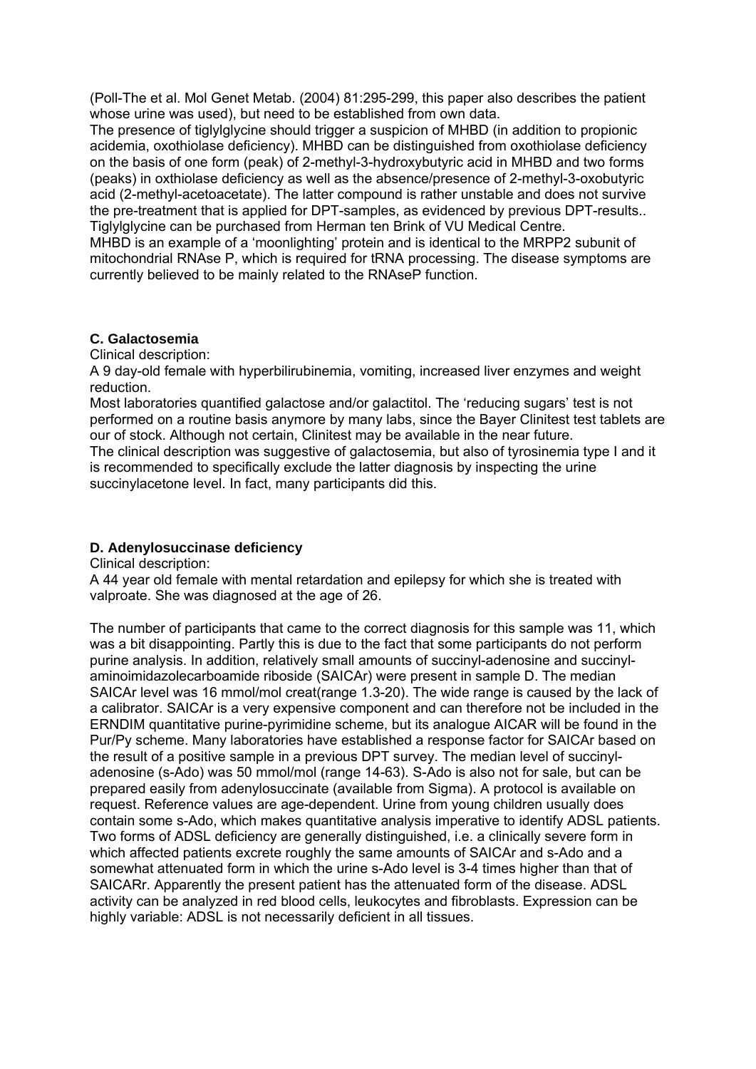(Poll-The et al. Mol Genet Metab. (2004) 81:295-299, this paper also describes the patient whose urine was used), but need to be established from own data.
The presence of tiglylglycine should trigger a suspicion of MHBD (in addition to propionic acidemia, oxothiolase deficiency). MHBD can be distinguished from oxothiolase deficiency on the basis of one form (peak) of 2-methyl-3-hydroxybutyric acid in MHBD and two forms (peaks) in oxthiolase deficiency as well as the absence/presence of 2-methyl-3-oxobutyric acid (2-methyl-acetoacetate). The latter compound is rather unstable and does not survive the pre-treatment that is applied for DPT-samples, as evidenced by previous DPT-results.. Tiglylglycine can be purchased from Herman ten Brink of VU Medical Centre.
MHBD is an example of a 'moonlighting' protein and is identical to the MRPP2 subunit of mitochondrial RNAse P, which is required for tRNA processing. The disease symptoms are currently believed to be mainly related to the RNAseP function.

**C. Galactosemia**

Clinical description:
A 9 day-old female with hyperbilirubinemia, vomiting, increased liver enzymes and weight reduction.
Most laboratories quantified galactose and/or galactitol. The 'reducing sugars' test is not performed on a routine basis anymore by many labs, since the Bayer Clinitest test tablets are our of stock. Although not certain, Clinitest may be available in the near future.
The clinical description was suggestive of galactosemia, but also of tyrosinemia type I and it is recommended to specifically exclude the latter diagnosis by inspecting the urine succinylacetone level. In fact, many participants did this.

**D. Adenylosuccinase deficiency**

Clinical description:
A 44 year old female with mental retardation and epilepsy for which she is treated with valproate. She was diagnosed at the age of 26.

The number of participants that came to the correct diagnosis for this sample was 11, which was a bit disappointing. Partly this is due to the fact that some participants do not perform purine analysis. In addition, relatively small amounts of succinyl-adenosine and succinyl-aminoimidazolecarboamide riboside (SAICAr) were present in sample D. The median SAICAr level was 16 mmol/mol creat(range 1.3-20). The wide range is caused by the lack of a calibrator. SAICAr is a very expensive component and can therefore not be included in the ERNDIM quantitative purine-pyrimidine scheme, but its analogue AICAR will be found in the Pur/Py scheme. Many laboratories have established a response factor for SAICAr based on the result of a positive sample in a previous DPT survey. The median level of succinyl-adenosine (s-Ado) was 50 mmol/mol (range 14-63). S-Ado is also not for sale, but can be prepared easily from adenylosuccinate (available from Sigma). A protocol is available on request. Reference values are age-dependent. Urine from young children usually does contain some s-Ado, which makes quantitative analysis imperative to identify ADSL patients. Two forms of ADSL deficiency are generally distinguished, i.e. a clinically severe form in which affected patients excrete roughly the same amounts of SAICAr and s-Ado and a somewhat attenuated form in which the urine s-Ado level is 3-4 times higher than that of SAICARr. Apparently the present patient has the attenuated form of the disease. ADSL activity can be analyzed in red blood cells, leukocytes and fibroblasts. Expression can be highly variable: ADSL is not necessarily deficient in all tissues.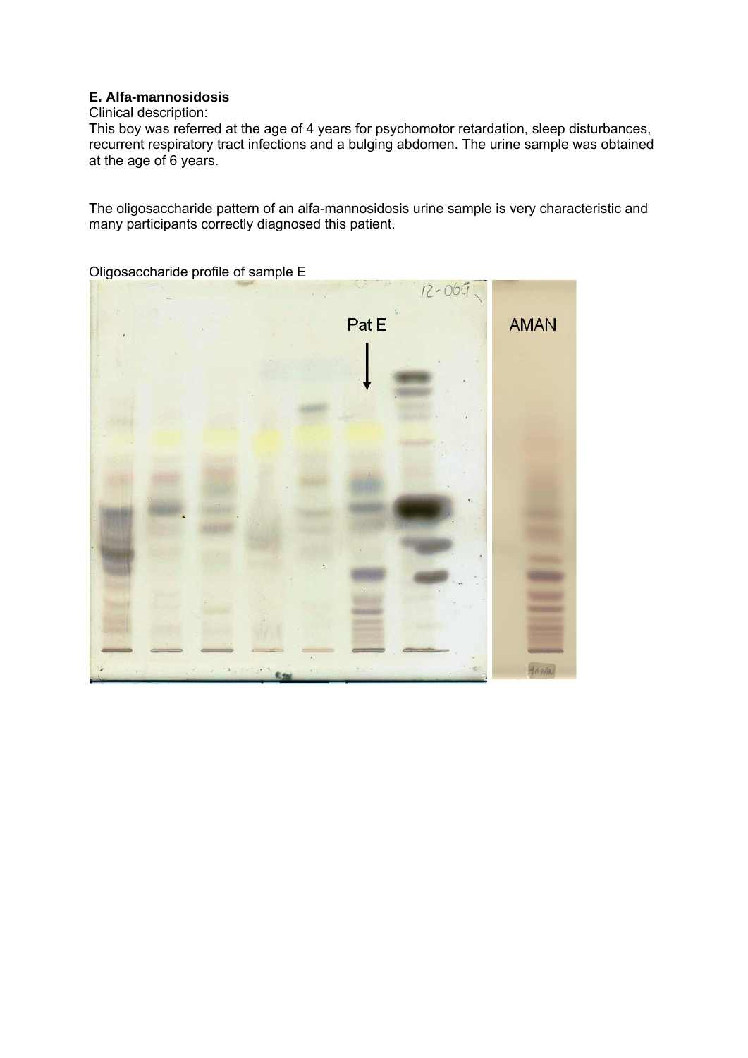**E. Alfa-mannosidosis**

Clinical description:

This boy was referred at the age of 4 years for psychomotor retardation, sleep disturbances, recurrent respiratory tract infections and a bulging abdomen. The urine sample was obtained at the age of 6 years.

The oligosaccharide pattern of an alfa-mannosidosis urine sample is very characteristic and many participants correctly diagnosed this patient.

Oligosaccharide profile of sample E

12-069

Pat E

AMAN